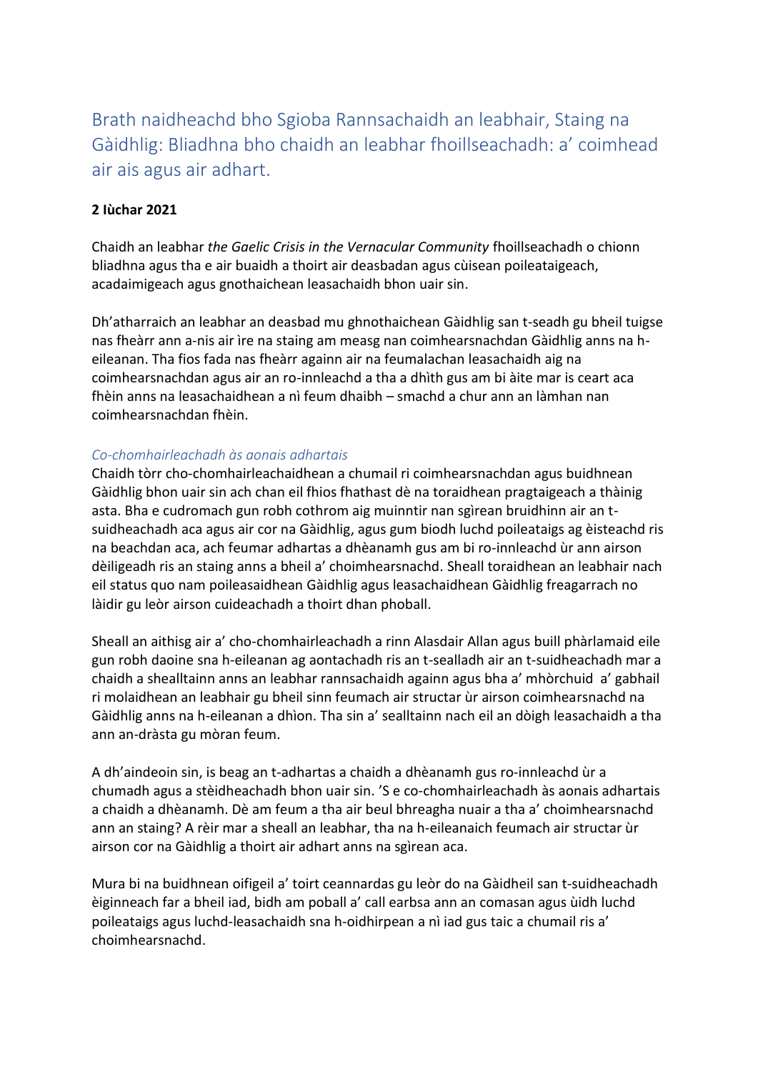# Brath naidheachd bho Sgioba Rannsachaidh an leabhair, Staing na Gàidhlig: Bliadhna bho chaidh an leabhar fhoillseachadh: a' coimhead air ais agus air adhart.

**2 Iùchar 2021**

Chaidh an leabhar *the Gaelic Crisis in the Vernacular Community* fhoillseachadh o chionn bliadhna agus tha e air buaidh a thoirt air deasbadan agus cùisean poileataigeach, acadaimigeach agus gnothaichean leasachaidh bhon uair sin.

Dh'atharraich an leabhar an deasbad mu ghnothaichean Gàidhlig san t-seadh gu bheil tuigse nas fheàrr ann a-nis air ìre na staing am measg nan coimhearsnachdan Gàidhlig anns na h-eileanan. Tha fios fada nas fheàrr againn air na feumalachan leasachaidh aig na coimhearsnachdan agus air an ro-innleachd a tha a dhìth gus am bi àite mar is ceart aca fhèin anns na leasachaidhean a nì feum dhaibh – smachd a chur ann an làmhan nan coimhearsnachdan fhèin.

## *Co-chomhairleachadh às aonais adhartais*

Chaidh tòrr cho-chomhairleachaidhean a chumail ri coimhearsnachdan agus buidhnean Gàidhlig bhon uair sin ach chan eil fhios fhathast dè na toraidhean pragtaigeach a thàinig asta. Bha e cudromach gun robh cothrom aig muinntir nan sgìrean bruidhinn air an t-suidheachadh aca agus air cor na Gàidhlig, agus gum biodh luchd poileataigs ag èisteachd ris na beachdan aca, ach feumar adhartas a dhèanamh gus am bi ro-innleachd ùr ann airson dèiligeadh ris an staing anns a bheil a' choimhearsnachd. Sheall toraidhean an leabhair nach eil status quo nam poileasaidhean Gàidhlig agus leasachaidhean Gàidhlig freagarrach no làidir gu leòr airson cuideachadh a thoirt dhan phoball.

Sheall an aithisg air a' cho-chomhairleachadh a rinn Alasdair Allan agus buill phàrlamaid eile gun robh daoine sna h-eileanan ag aontachadh ris an t-sealladh air an t-suidheachadh mar a chaidh a shealltainn anns an leabhar rannsachaidh againn agus bha a' mhòrchuid a' gabhail ri molaidhean an leabhair gu bheil sinn feumach air structar ùr airson coimhearsnachd na Gàidhlig anns na h-eileanan a dhìon. Tha sin a' sealltainn nach eil an dòigh leasachaidh a tha ann an-dràsta gu mòran feum.

A dh'aindeoin sin, is beag an t-adhartas a chaidh a dhèanamh gus ro-innleachd ùr a chumadh agus a stèidheachadh bhon uair sin. 'S e co-chomhairleachadh às aonais adhartais a chaidh a dhèanamh. Dè am feum a tha air beul bhreagha nuair a tha a' choimhearsnachd ann an staing? A rèir mar a sheall an leabhar, tha na h-eileanaich feumach air structar ùr airson cor na Gàidhlig a thoirt air adhart anns na sgìrean aca.

Mura bi na buidhnean oifigeil a' toirt ceannardas gu leòr do na Gàidheil san t-suidheachadh èiginneach far a bheil iad, bidh am poball a' call earbsa ann an comasan agus ùidh luchd poileataigs agus luchd-leasachaidh sna h-oidhirpean a nì iad gus taic a chumail ris a' choimhearsnachd.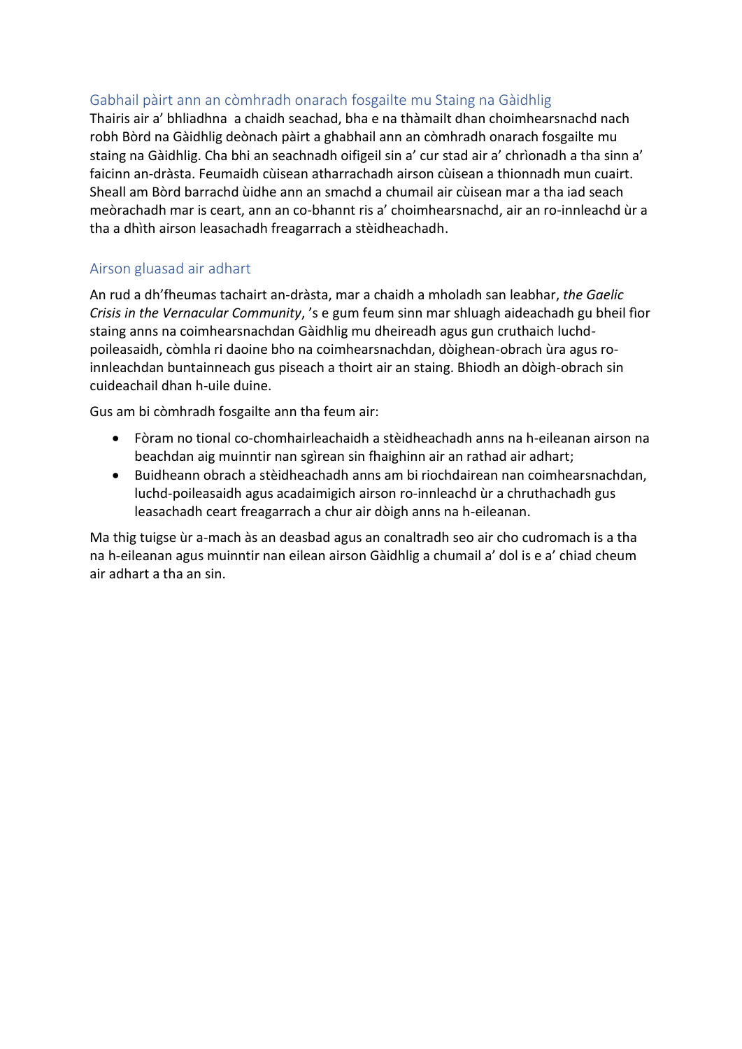## Gabhail pàirt ann an còmhradh onarach fosgailte mu Staing na Gàidhlig

Thairis air a' bhliadhna a chaidh seachad, bha e na thàmailt dhan choimhearsnachd nach robh Bòrd na Gàidhlig deònach pàirt a ghabhail ann an còmhradh onarach fosgailte mu staing na Gàidhlig. Cha bhi an seachnadh oifigeil sin a' cur stad air a' chrìonadh a tha sinn a' faicinn an-dràsta. Feumaidh cùisean atharrachadh airson cùisean a thionnadh mun cuairt. Sheall am Bòrd barrachd ùidhe ann an smachd a chumail air cùisean mar a tha iad seach meòrachadh mar is ceart, ann an co-bhannt ris a' choimhearsnachd, air an ro-innleachd ùr a tha a dhìth airson leasachadh freagarrach a stèidheachadh.

## Airson gluasad air adhart

An rud a dh'fheumas tachairt an-dràsta, mar a chaidh a mholadh san leabhar, *the Gaelic Crisis in the Vernacular Community*, 's e gum feum sinn mar shluagh aideachadh gu bheil fìor staing anns na coimhearsnachdan Gàidhlig mu dheireadh agus gun cruthaich luchd-poileasaidh, còmhla ri daoine bho na coimhearsnachdan, dòighean-obrach ùra agus ro-innleachdan buntainneach gus piseach a thoirt air an staing. Bhiodh an dòigh-obrach sin cuideachail dhan h-uile duine.

Gus am bi còmhradh fosgailte ann tha feum air:

- Fòram no tional co-chomhairleachaidh a stèidheachadh anns na h-eileanan airson na beachdan aig muinntir nan sgìrean sin fhaighinn air an rathad air adhart;
- Buidheann obrach a stèidheachadh anns am bi riochdairean nan coimhearsnachdan, luchd-poileasaidh agus acadaimigich airson ro-innleachd ùr a chruthachadh gus leasachadh ceart freagarrach a chur air dòigh anns na h-eileanan.

Ma thig tuigse ùr a-mach às an deasbad agus an conaltradh seo air cho cudromach is a tha na h-eileanan agus muinntir nan eilean airson Gàidhlig a chumail a' dol is e a' chiad cheum air adhart a tha an sin.